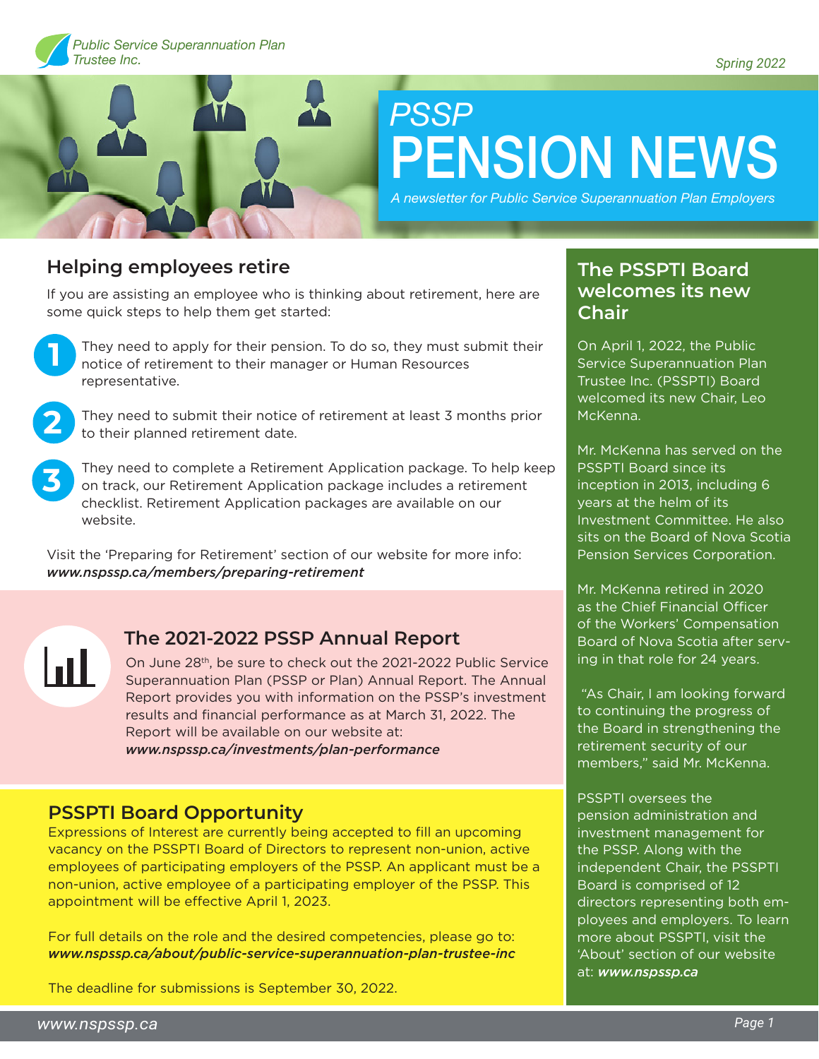Public Service Superannuation Plan Trustee Inc.

Spring 2022

# *PSSP* PENSION NEWS

*A newsletter for Public Service Superannuation Plan Employers*

## Helping employees retire

If you are assisting an employee who is thinking about retirement, here are some quick steps to help them get started:

1. They need to apply for their pension. To do so, they must submit their notice of retirement to their manager or Human Resources representative.
2. They need to submit their notice of retirement at least 3 months prior to their planned retirement date.
3. They need to complete a Retirement Application package. To help keep on track, our Retirement Application package includes a retirement checklist. Retirement Application packages are available on our website.

Visit the 'Preparing for Retirement' section of our website for more info: ***www.nspssp.ca/members/preparing-retirement***

## The 2021-2022 PSSP Annual Report

On June 28th, be sure to check out the 2021-2022 Public Service Superannuation Plan (PSSP or Plan) Annual Report. The Annual Report provides you with information on the PSSP's investment results and financial performance as at March 31, 2022. The Report will be available on our website at: ***www.nspssp.ca/investments/plan-performance***

## PSSPTI Board Opportunity

Expressions of Interest are currently being accepted to fill an upcoming vacancy on the PSSPTI Board of Directors to represent non-union, active employees of participating employers of the PSSP. An applicant must be a non-union, active employee of a participating employer of the PSSP. This appointment will be effective April 1, 2023.

For full details on the role and the desired competencies, please go to: ***www.nspssp.ca/about/public-service-superannuation-plan-trustee-inc***

The deadline for submissions is September 30, 2022.

## The PSSPTI Board welcomes its new Chair

On April 1, 2022, the Public Service Superannuation Plan Trustee Inc. (PSSPTI) Board welcomed its new Chair, Leo McKenna.

Mr. McKenna has served on the PSSPTI Board since its inception in 2013, including 6 years at the helm of its Investment Committee. He also sits on the Board of Nova Scotia Pension Services Corporation.

Mr. McKenna retired in 2020 as the Chief Financial Officer of the Workers' Compensation Board of Nova Scotia after serving in that role for 24 years.

"As Chair, I am looking forward to continuing the progress of the Board in strengthening the retirement security of our members," said Mr. McKenna.

PSSPTI oversees the pension administration and investment management for the PSSP. Along with the independent Chair, the PSSPTI Board is comprised of 12 directors representing both employees and employers. To learn more about PSSPTI, visit the 'About' section of our website at: ***www.nspssp.ca***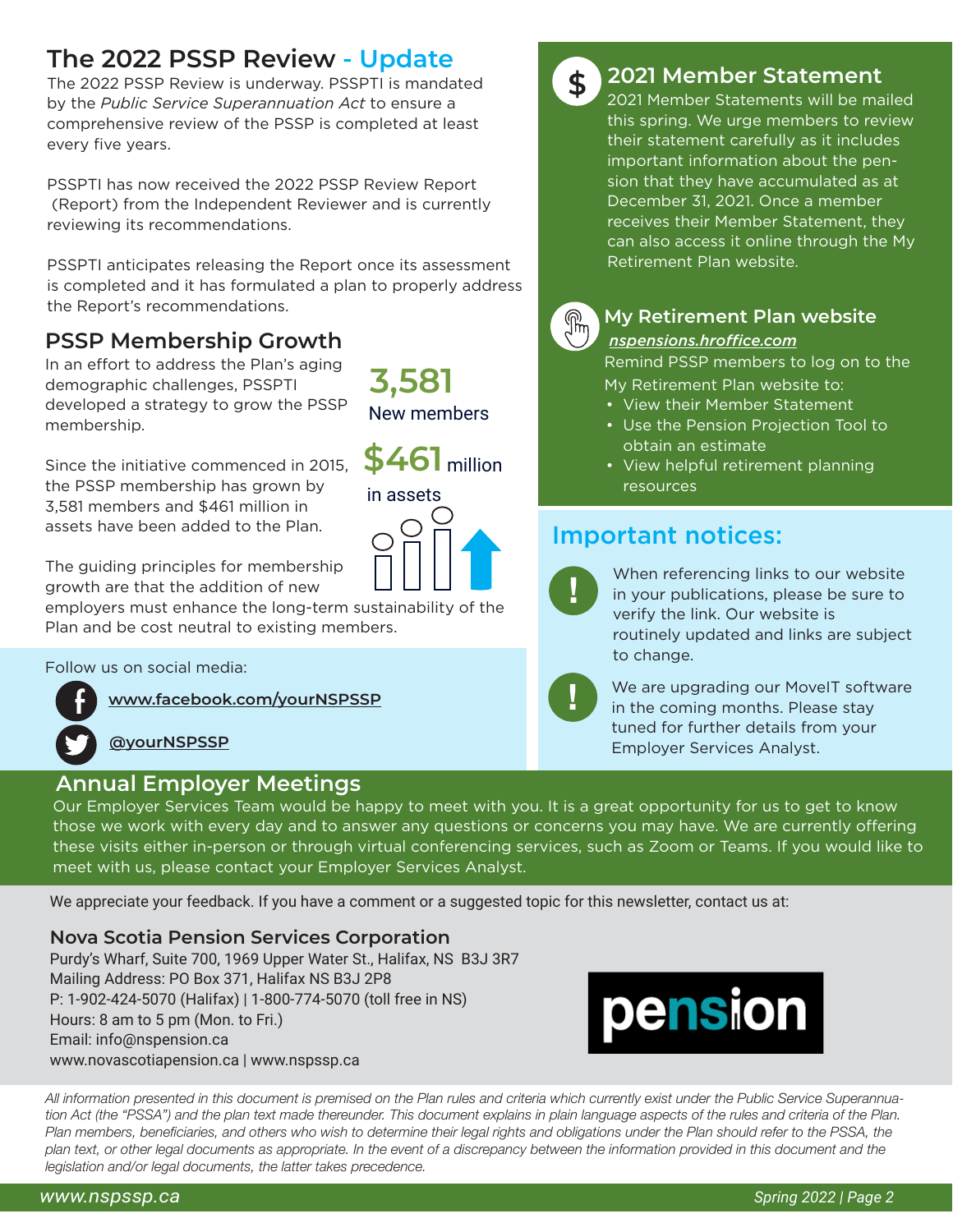## The 2022 PSSP Review - Update

The 2022 PSSP Review is underway. PSSPTI is mandated by the *Public Service Superannuation Act* to ensure a comprehensive review of the PSSP is completed at least every five years.

PSSPTI has now received the 2022 PSSP Review Report (Report) from the Independent Reviewer and is currently reviewing its recommendations.

PSSPTI anticipates releasing the Report once its assessment is completed and it has formulated a plan to properly address the Report's recommendations.

## PSSP Membership Growth

In an effort to address the Plan's aging demographic challenges, PSSPTI developed a strategy to grow the PSSP membership.

**3,581**
New members

**$461** million
in assets

Since the initiative commenced in 2015, the PSSP membership has grown by 3,581 members and $461 million in assets have been added to the Plan.

The guiding principles for membership growth are that the addition of new employers must enhance the long-term sustainability of the Plan and be cost neutral to existing members.

Follow us on social media:

[www.facebook.com/yourNSPSSP](www.facebook.com/yourNSPSSP)

@yourNSPSSP

## 2021 Member Statement

2021 Member Statements will be mailed this spring. We urge members to review their statement carefully as it includes important information about the pension that they have accumulated as at December 31, 2021. Once a member receives their Member Statement, they can also access it online through the My Retirement Plan website.

## My Retirement Plan website

***nspensions.hroffice.com***

Remind PSSP members to log on to the My Retirement Plan website to:

- View their Member Statement
- Use the Pension Projection Tool to obtain an estimate
- View helpful retirement planning resources

## Important notices:

When referencing links to our website in your publications, please be sure to verify the link. Our website is routinely updated and links are subject to change.

We are upgrading our MoveIT software in the coming months. Please stay tuned for further details from your Employer Services Analyst.

## Annual Employer Meetings

Our Employer Services Team would be happy to meet with you. It is a great opportunity for us to get to know those we work with every day and to answer any questions or concerns you may have. We are currently offering these visits either in-person or through virtual conferencing services, such as Zoom or Teams. If you would like to meet with us, please contact your Employer Services Analyst.

We appreciate your feedback. If you have a comment or a suggested topic for this newsletter, contact us at:

**Nova Scotia Pension Services Corporation**
Purdy's Wharf, Suite 700, 1969 Upper Water St., Halifax, NS B3J 3R7
Mailing Address: PO Box 371, Halifax NS B3J 2P8
P: 1-902-424-5070 (Halifax) | 1-800-774-5070 (toll free in NS)
Hours: 8 am to 5 pm (Mon. to Fri.)
Email: info@nspension.ca
www.novascotiapension.ca | www.nspssp.ca

pension

*All information presented in this document is premised on the Plan rules and criteria which currently exist under the Public Service Superannuation Act (the "PSSA") and the plan text made thereunder. This document explains in plain language aspects of the rules and criteria of the Plan. Plan members, beneficiaries, and others who wish to determine their legal rights and obligations under the Plan should refer to the PSSA, the plan text, or other legal documents as appropriate. In the event of a discrepancy between the information provided in this document and the legislation and/or legal documents, the latter takes precedence.*